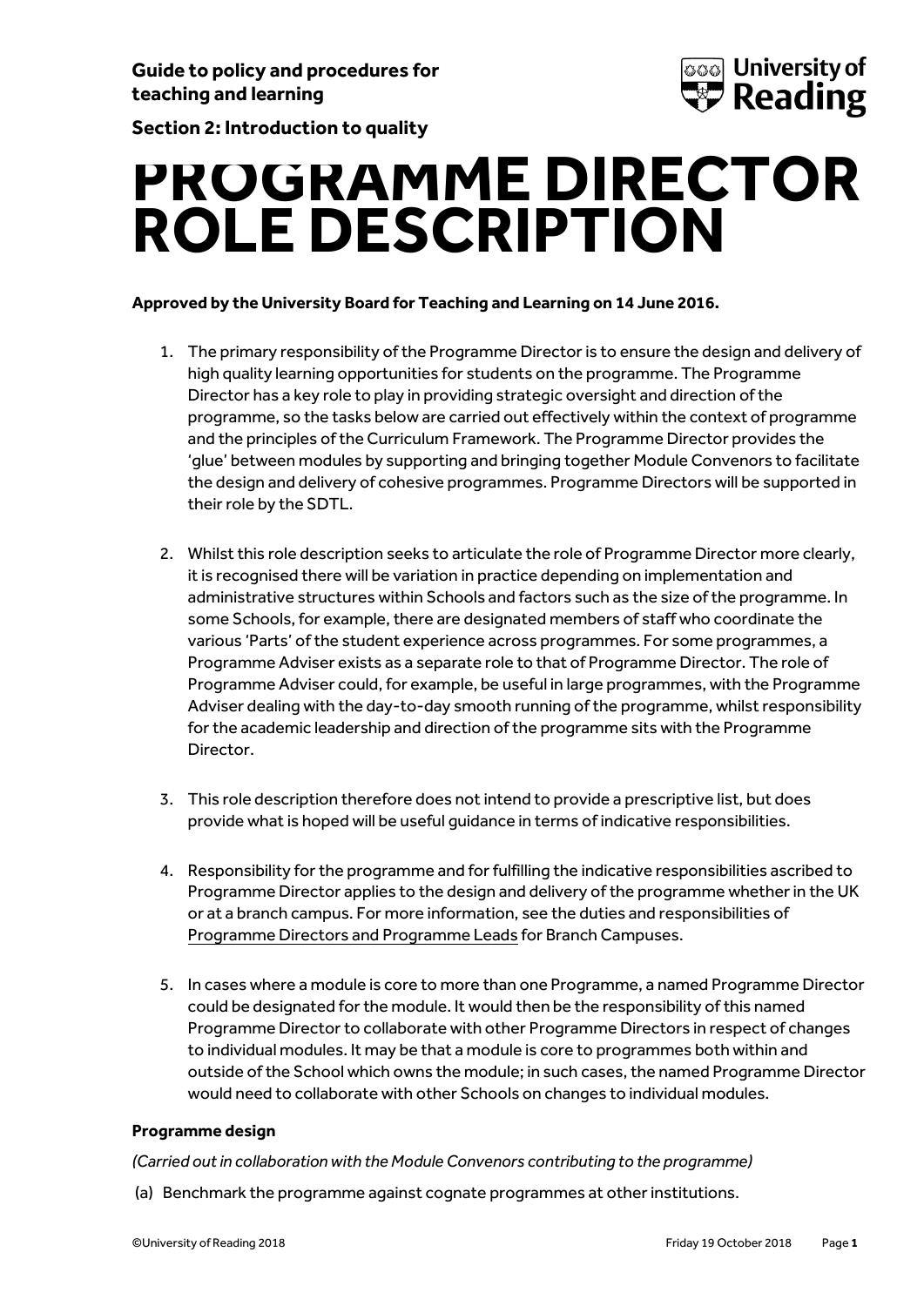**Guide to policy and procedures for teaching and learning**

**Section 2: Introduction to quality**

# PROGRAMME DIRECTOR ROLE DESCRIPTION

**Approved by the University Board for Teaching and Learning on 14 June 2016.**

1. The primary responsibility of the Programme Director is to ensure the design and delivery of high quality learning opportunities for students on the programme. The Programme Director has a key role to play in providing strategic oversight and direction of the programme, so the tasks below are carried out effectively within the context of programme and the principles of the Curriculum Framework. The Programme Director provides the 'glue' between modules by supporting and bringing together Module Convenors to facilitate the design and delivery of cohesive programmes. Programme Directors will be supported in their role by the SDTL.

2. Whilst this role description seeks to articulate the role of Programme Director more clearly, it is recognised there will be variation in practice depending on implementation and administrative structures within Schools and factors such as the size of the programme. In some Schools, for example, there are designated members of staff who coordinate the various 'Parts' of the student experience across programmes. For some programmes, a Programme Adviser exists as a separate role to that of Programme Director. The role of Programme Adviser could, for example, be useful in large programmes, with the Programme Adviser dealing with the day-to-day smooth running of the programme, whilst responsibility for the academic leadership and direction of the programme sits with the Programme Director.

3. This role description therefore does not intend to provide a prescriptive list, but does provide what is hoped will be useful guidance in terms of indicative responsibilities.

4. Responsibility for the programme and for fulfilling the indicative responsibilities ascribed to Programme Director applies to the design and delivery of the programme whether in the UK or at a branch campus. For more information, see the duties and responsibilities of Programme Directors and Programme Leads for Branch Campuses.

5. In cases where a module is core to more than one Programme, a named Programme Director could be designated for the module. It would then be the responsibility of this named Programme Director to collaborate with other Programme Directors in respect of changes to individual modules. It may be that a module is core to programmes both within and outside of the School which owns the module; in such cases, the named Programme Director would need to collaborate with other Schools on changes to individual modules.

**Programme design**

*(Carried out in collaboration with the Module Convenors contributing to the programme)*

(a) Benchmark the programme against cognate programmes at other institutions.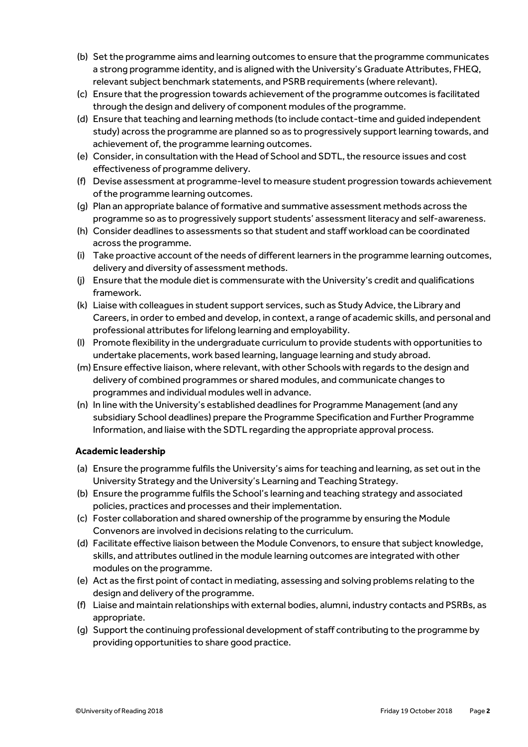(b) Set the programme aims and learning outcomes to ensure that the programme communicates a strong programme identity, and is aligned with the University's Graduate Attributes, FHEQ, relevant subject benchmark statements, and PSRB requirements (where relevant).

(c) Ensure that the progression towards achievement of the programme outcomes is facilitated through the design and delivery of component modules of the programme.

(d) Ensure that teaching and learning methods (to include contact-time and guided independent study) across the programme are planned so as to progressively support learning towards, and achievement of, the programme learning outcomes.

(e) Consider, in consultation with the Head of School and SDTL, the resource issues and cost effectiveness of programme delivery.

(f) Devise assessment at programme-level to measure student progression towards achievement of the programme learning outcomes.

(g) Plan an appropriate balance of formative and summative assessment methods across the programme so as to progressively support students' assessment literacy and self-awareness.

(h) Consider deadlines to assessments so that student and staff workload can be coordinated across the programme.

(i) Take proactive account of the needs of different learners in the programme learning outcomes, delivery and diversity of assessment methods.

(j) Ensure that the module diet is commensurate with the University's credit and qualifications framework.

(k) Liaise with colleagues in student support services, such as Study Advice, the Library and Careers, in order to embed and develop, in context, a range of academic skills, and personal and professional attributes for lifelong learning and employability.

(l) Promote flexibility in the undergraduate curriculum to provide students with opportunities to undertake placements, work based learning, language learning and study abroad.

(m) Ensure effective liaison, where relevant, with other Schools with regards to the design and delivery of combined programmes or shared modules, and communicate changes to programmes and individual modules well in advance.

(n) In line with the University's established deadlines for Programme Management (and any subsidiary School deadlines) prepare the Programme Specification and Further Programme Information, and liaise with the SDTL regarding the appropriate approval process.

**Academic leadership**

(a) Ensure the programme fulfils the University's aims for teaching and learning, as set out in the University Strategy and the University's Learning and Teaching Strategy.

(b) Ensure the programme fulfils the School's learning and teaching strategy and associated policies, practices and processes and their implementation.

(c) Foster collaboration and shared ownership of the programme by ensuring the Module Convenors are involved in decisions relating to the curriculum.

(d) Facilitate effective liaison between the Module Convenors, to ensure that subject knowledge, skills, and attributes outlined in the module learning outcomes are integrated with other modules on the programme.

(e) Act as the first point of contact in mediating, assessing and solving problems relating to the design and delivery of the programme.

(f) Liaise and maintain relationships with external bodies, alumni, industry contacts and PSRBs, as appropriate.

(g) Support the continuing professional development of staff contributing to the programme by providing opportunities to share good practice.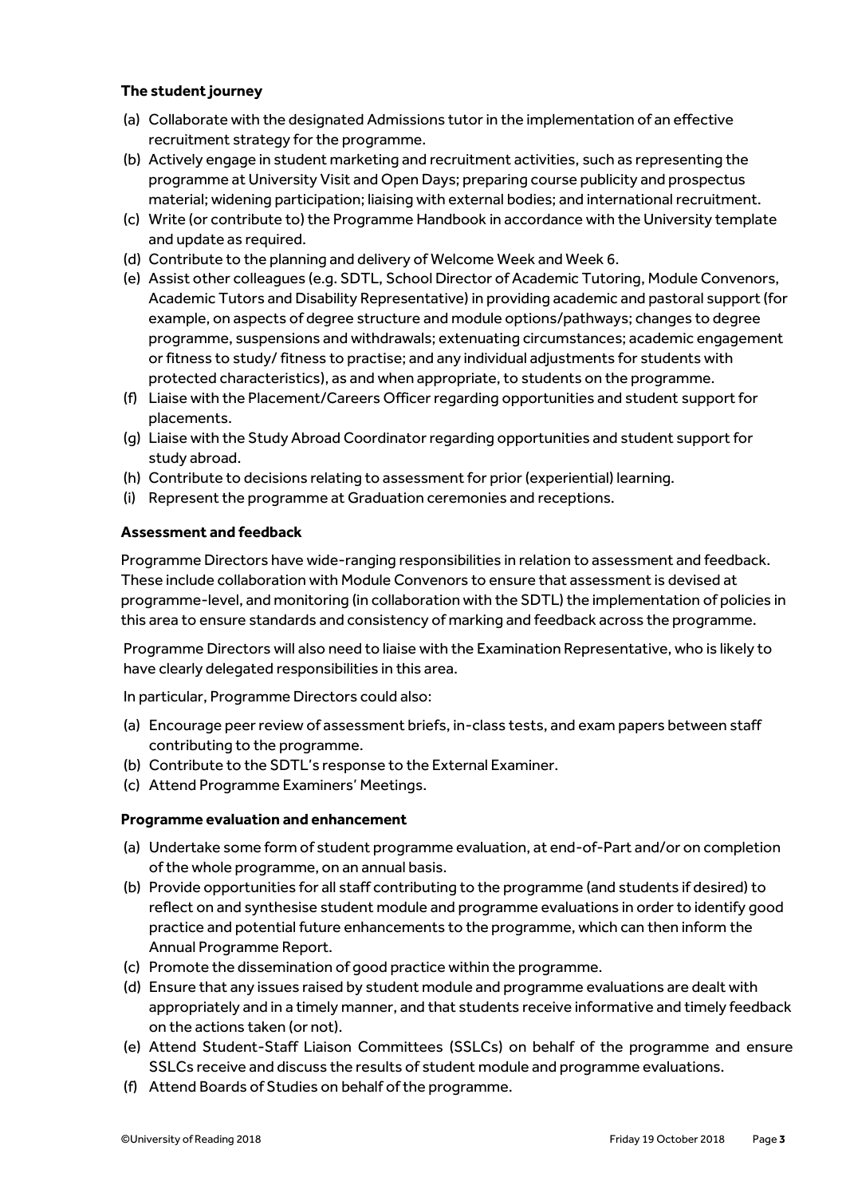**The student journey**

(a) Collaborate with the designated Admissions tutor in the implementation of an effective recruitment strategy for the programme.
(b) Actively engage in student marketing and recruitment activities, such as representing the programme at University Visit and Open Days; preparing course publicity and prospectus material; widening participation; liaising with external bodies; and international recruitment.
(c) Write (or contribute to) the Programme Handbook in accordance with the University template and update as required.
(d) Contribute to the planning and delivery of Welcome Week and Week 6.
(e) Assist other colleagues (e.g. SDTL, School Director of Academic Tutoring, Module Convenors, Academic Tutors and Disability Representative) in providing academic and pastoral support (for example, on aspects of degree structure and module options/pathways; changes to degree programme, suspensions and withdrawals; extenuating circumstances; academic engagement or fitness to study/ fitness to practise; and any individual adjustments for students with protected characteristics), as and when appropriate, to students on the programme.
(f) Liaise with the Placement/Careers Officer regarding opportunities and student support for placements.
(g) Liaise with the Study Abroad Coordinator regarding opportunities and student support for study abroad.
(h) Contribute to decisions relating to assessment for prior (experiential) learning.
(i) Represent the programme at Graduation ceremonies and receptions.

**Assessment and feedback**

Programme Directors have wide-ranging responsibilities in relation to assessment and feedback. These include collaboration with Module Convenors to ensure that assessment is devised at programme-level, and monitoring (in collaboration with the SDTL) the implementation of policies in this area to ensure standards and consistency of marking and feedback across the programme.

Programme Directors will also need to liaise with the Examination Representative, who is likely to have clearly delegated responsibilities in this area.

In particular, Programme Directors could also:

(a) Encourage peer review of assessment briefs, in-class tests, and exam papers between staff contributing to the programme.
(b) Contribute to the SDTL's response to the External Examiner.
(c) Attend Programme Examiners' Meetings.

**Programme evaluation and enhancement**

(a) Undertake some form of student programme evaluation, at end-of-Part and/or on completion of the whole programme, on an annual basis.
(b) Provide opportunities for all staff contributing to the programme (and students if desired) to reflect on and synthesise student module and programme evaluations in order to identify good practice and potential future enhancements to the programme, which can then inform the Annual Programme Report.
(c) Promote the dissemination of good practice within the programme.
(d) Ensure that any issues raised by student module and programme evaluations are dealt with appropriately and in a timely manner, and that students receive informative and timely feedback on the actions taken (or not).
(e) Attend Student-Staff Liaison Committees (SSLCs) on behalf of the programme and ensure SSLCs receive and discuss the results of student module and programme evaluations.
(f) Attend Boards of Studies on behalf of the programme.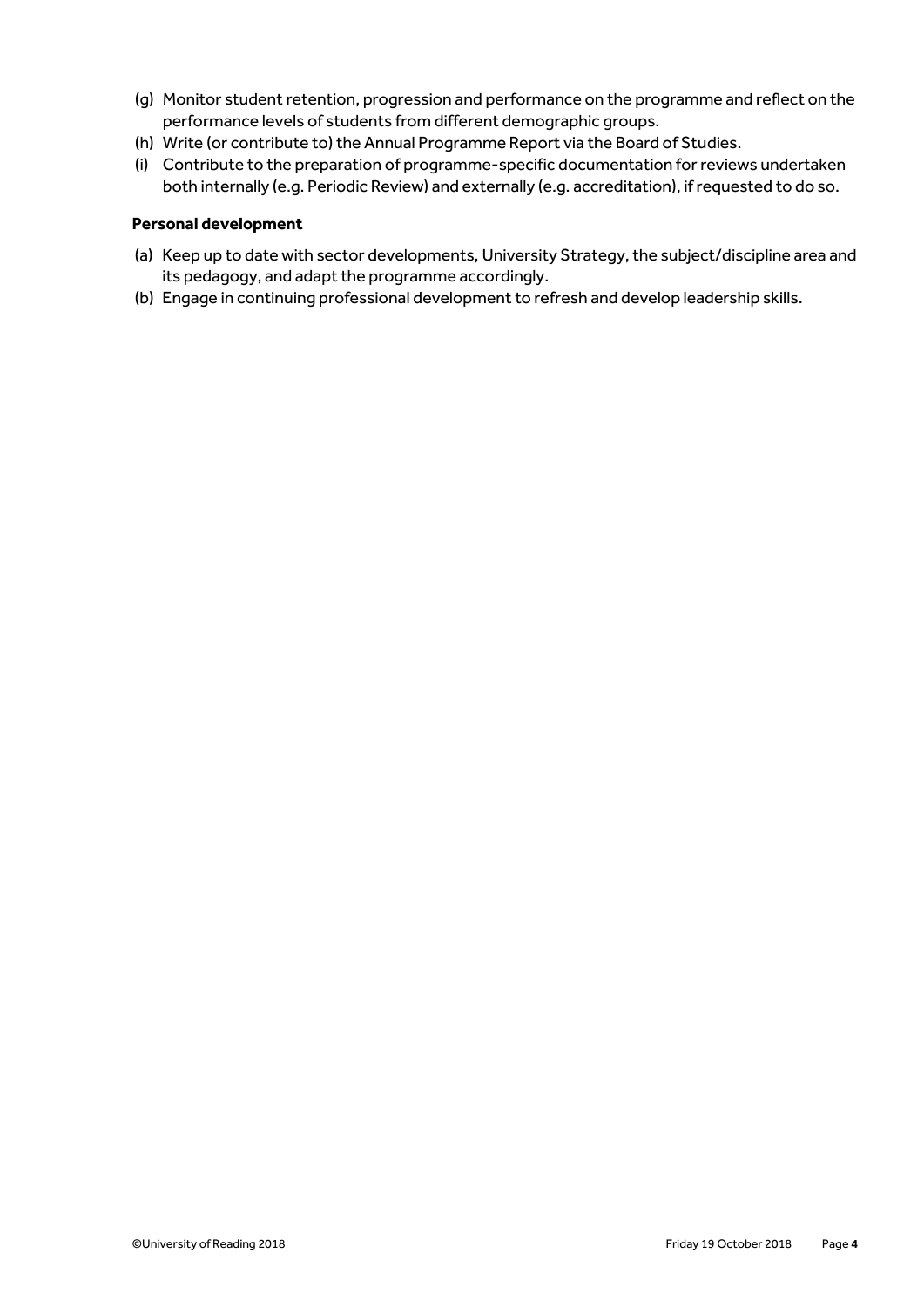(g) Monitor student retention, progression and performance on the programme and reflect on the performance levels of students from different demographic groups.

(h) Write (or contribute to) the Annual Programme Report via the Board of Studies.

(i) Contribute to the preparation of programme-specific documentation for reviews undertaken both internally (e.g. Periodic Review) and externally (e.g. accreditation), if requested to do so.

**Personal development**

(a) Keep up to date with sector developments, University Strategy, the subject/discipline area and its pedagogy, and adapt the programme accordingly.

(b) Engage in continuing professional development to refresh and develop leadership skills.